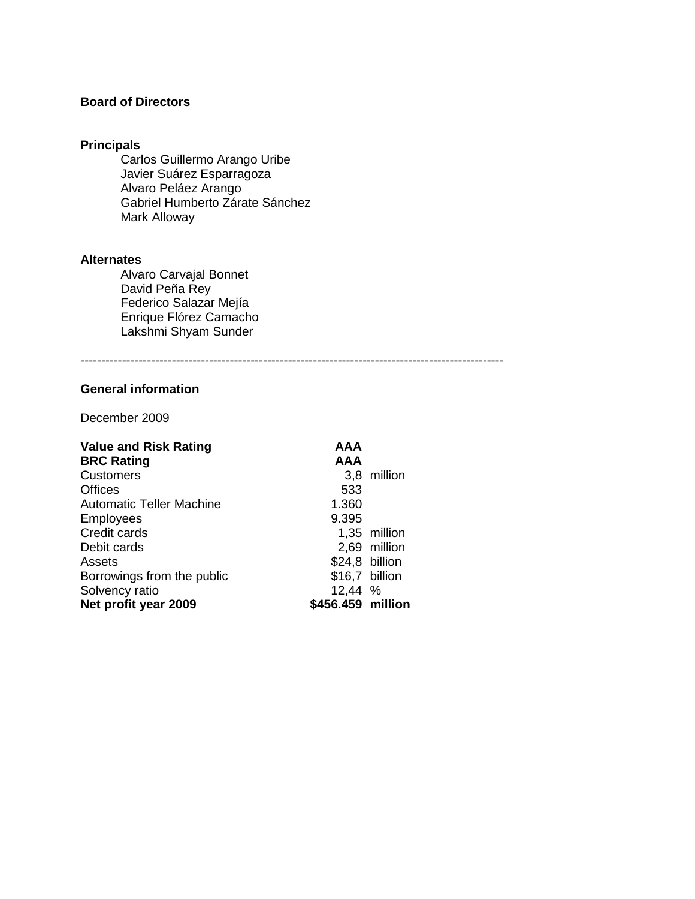**Board of Directors**

**Principals**

- Carlos Guillermo Arango Uribe
- Javier Suárez Esparragoza
- Alvaro Peláez Arango
- Gabriel Humberto Zárate Sánchez
- Mark Alloway

**Alternates**

- Alvaro Carvajal Bonnet
- David Peña Rey
- Federico Salazar Mejía
- Enrique Flórez Camacho
- Lakshmi Shyam Sunder

---

**General information**

December 2009

| | | |
|---|---|---|
| **Value and Risk Rating** | **AAA** | |
| **BRC Rating** | **AAA** | |
| Customers | 3,8 | million |
| Offices | 533 | |
| Automatic Teller Machine | 1.360 | |
| Employees | 9.395 | |
| Credit cards | 1,35 | million |
| Debit cards | 2,69 | million |
| Assets | $24,8 | billion |
| Borrowings from the public | $16,7 | billion |
| Solvency ratio | 12,44 | % |
| **Net profit year 2009** | **$456.459** | **million** |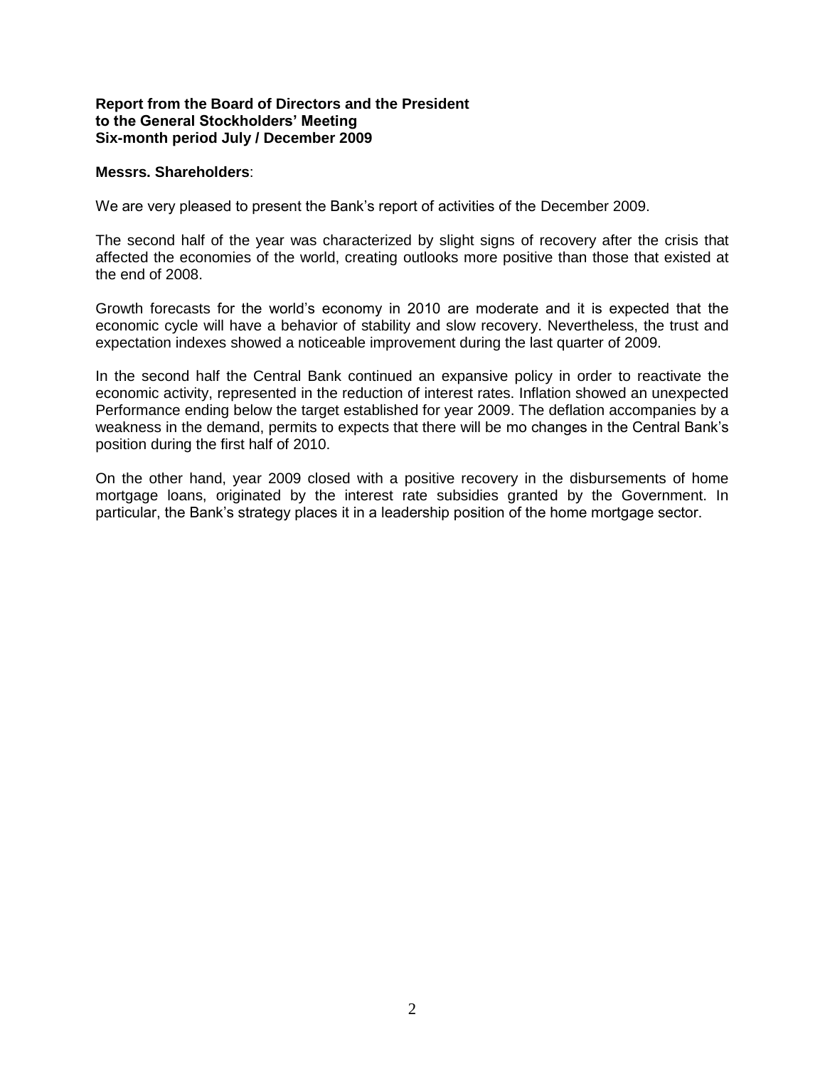**Report from the Board of Directors and the President**
**to the General Stockholders' Meeting**
**Six-month period July / December 2009**

**Messrs. Shareholders**:

We are very pleased to present the Bank's report of activities of the December 2009.

The second half of the year was characterized by slight signs of recovery after the crisis that affected the economies of the world, creating outlooks more positive than those that existed at the end of 2008.

Growth forecasts for the world's economy in 2010 are moderate and it is expected that the economic cycle will have a behavior of stability and slow recovery. Nevertheless, the trust and expectation indexes showed a noticeable improvement during the last quarter of 2009.

In the second half the Central Bank continued an expansive policy in order to reactivate the economic activity, represented in the reduction of interest rates. Inflation showed an unexpected Performance ending below the target established for year 2009. The deflation accompanies by a weakness in the demand, permits to expects that there will be mo changes in the Central Bank's position during the first half of 2010.

On the other hand, year 2009 closed with a positive recovery in the disbursements of home mortgage loans, originated by the interest rate subsidies granted by the Government. In particular, the Bank's strategy places it in a leadership position of the home mortgage sector.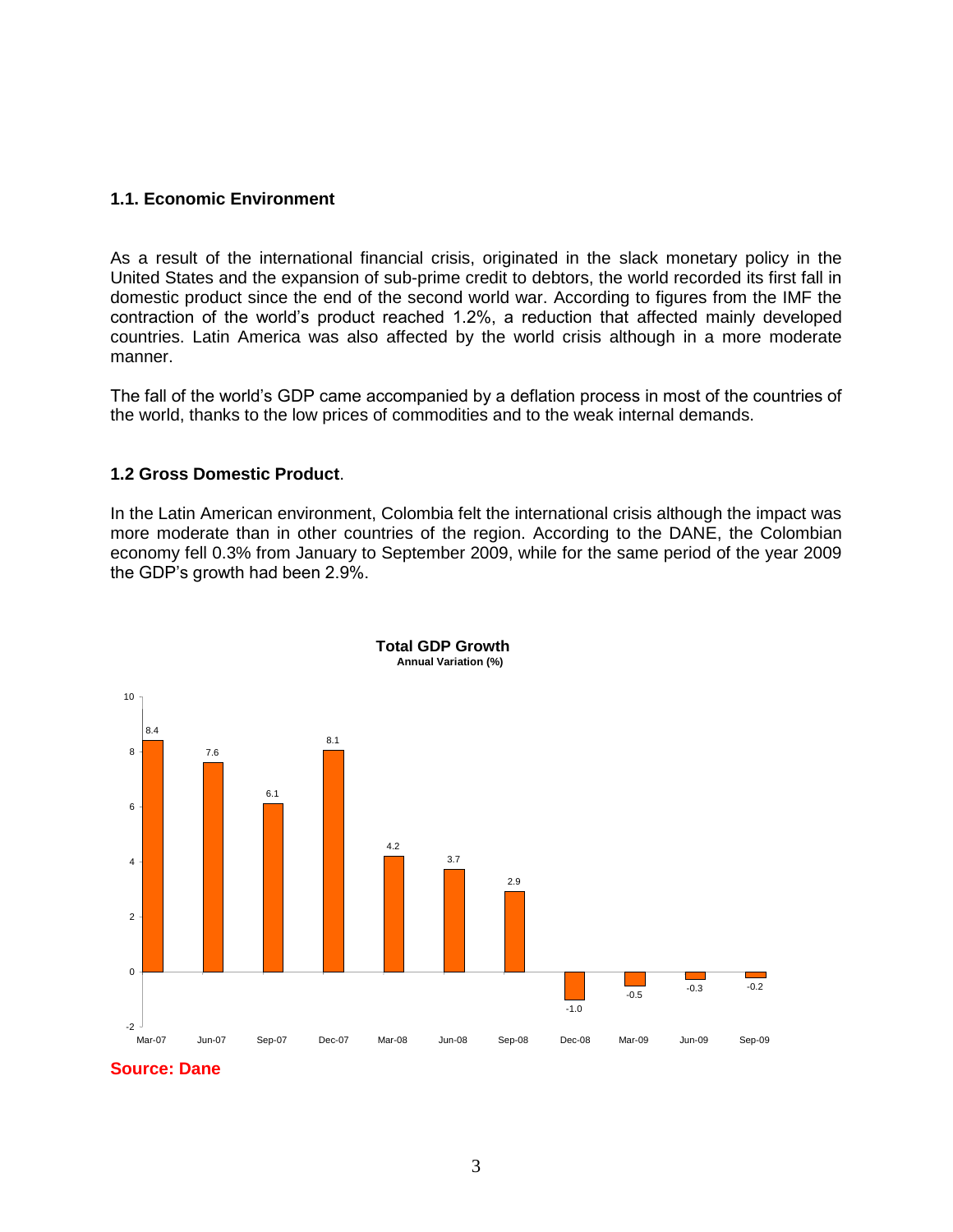### 1.1. Economic Environment

As a result of the international financial crisis, originated in the slack monetary policy in the United States and the expansion of sub-prime credit to debtors, the world recorded its first fall in domestic product since the end of the second world war. According to figures from the IMF the contraction of the world's product reached 1.2%, a reduction that affected mainly developed countries. Latin America was also affected by the world crisis although in a more moderate manner.

The fall of the world's GDP came accompanied by a deflation process in most of the countries of the world, thanks to the low prices of commodities and to the weak internal demands.

### 1.2 Gross Domestic Product.

In the Latin American environment, Colombia felt the international crisis although the impact was more moderate than in other countries of the region. According to the DANE, the Colombian economy fell 0.3% from January to September 2009, while for the same period of the year 2009 the GDP's growth had been 2.9%.

**Total GDP Growth**
**Annual Variation (%)**

| Period | Annual Variation (%) |
|---|---|
| Mar-07 | 8.4 |
| Jun-07 | 7.6 |
| Sep-07 | 6.1 |
| Dec-07 | 8.1 |
| Mar-08 | 4.2 |
| Jun-08 | 3.7 |
| Sep-08 | 2.9 |
| Dec-08 | -1.0 |
| Mar-09 | -0.5 |
| Jun-09 | -0.3 |
| Sep-09 | -0.2 |

**Source: Dane**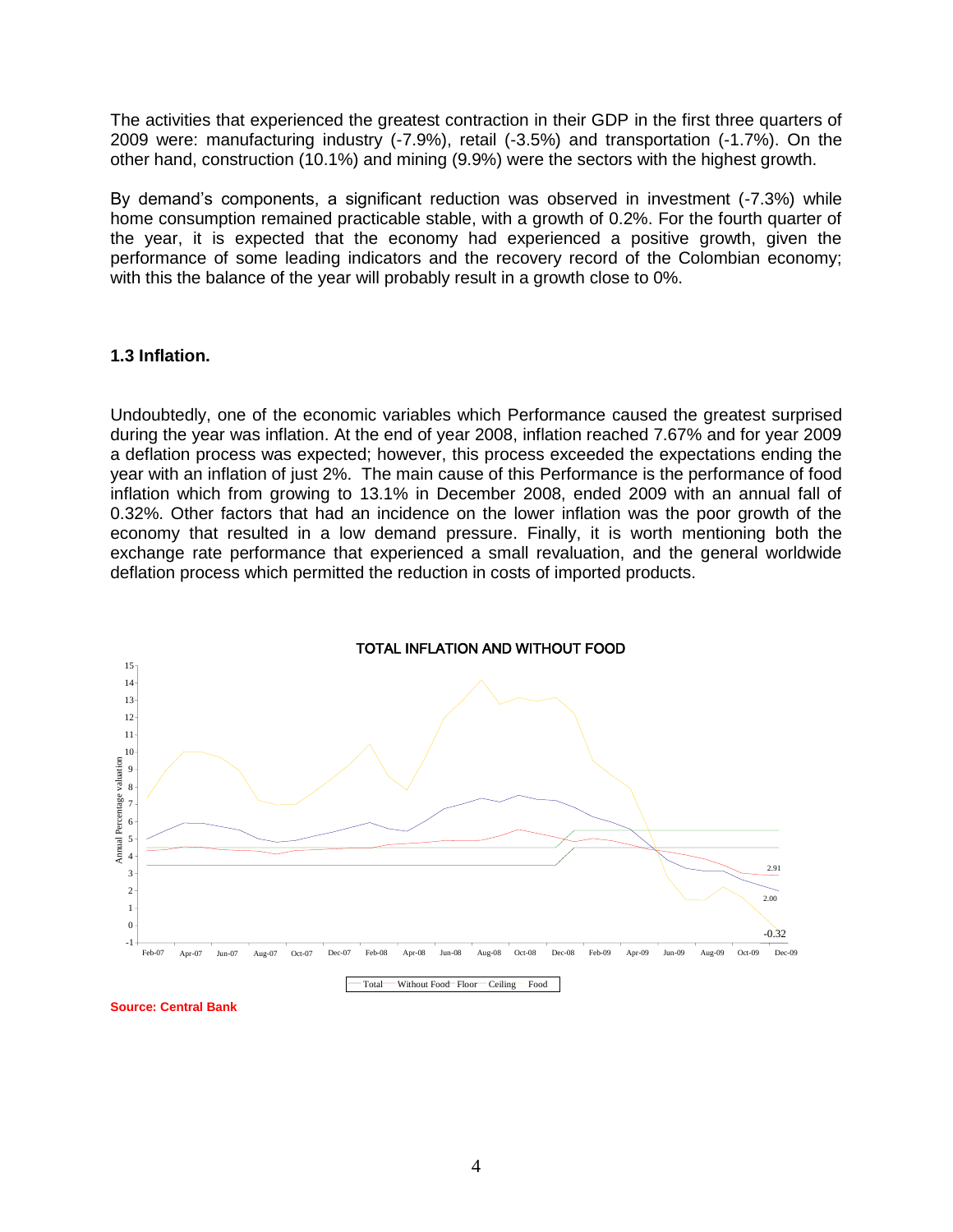The activities that experienced the greatest contraction in their GDP in the first three quarters of 2009 were: manufacturing industry (-7.9%), retail (-3.5%) and transportation (-1.7%). On the other hand, construction (10.1%) and mining (9.9%) were the sectors with the highest growth.

By demand's components, a significant reduction was observed in investment (-7.3%) while home consumption remained practicable stable, with a growth of 0.2%. For the fourth quarter of the year, it is expected that the economy had experienced a positive growth, given the performance of some leading indicators and the recovery record of the Colombian economy; with this the balance of the year will probably result in a growth close to 0%.

### 1.3 Inflation.

Undoubtedly, one of the economic variables which Performance caused the greatest surprised during the year was inflation. At the end of year 2008, inflation reached 7.67% and for year 2009 a deflation process was expected; however, this process exceeded the expectations ending the year with an inflation of just 2%. The main cause of this Performance is the performance of food inflation which from growing to 13.1% in December 2008, ended 2009 with an annual fall of 0.32%. Other factors that had an incidence on the lower inflation was the poor growth of the economy that resulted in a low demand pressure. Finally, it is worth mentioning both the exchange rate performance that experienced a small revaluation, and the general worldwide deflation process which permitted the reduction in costs of imported products.

TOTAL INFLATION AND WITHOUT FOOD

Annual Percentage valuation

Total — Without Food — Floor — Ceiling — Food

**Source: Central Bank**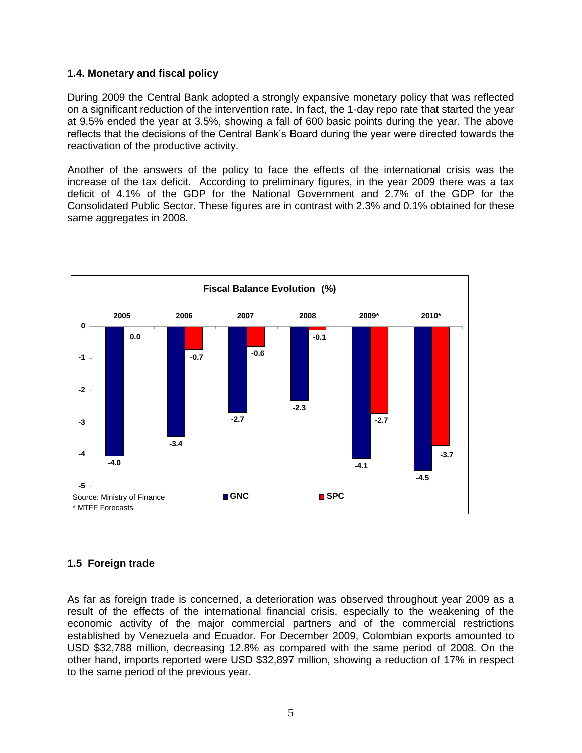### 1.4. Monetary and fiscal policy

During 2009 the Central Bank adopted a strongly expansive monetary policy that was reflected on a significant reduction of the intervention rate. In fact, the 1-day repo rate that started the year at 9.5% ended the year at 3.5%, showing a fall of 600 basic points during the year. The above reflects that the decisions of the Central Bank's Board during the year were directed towards the reactivation of the productive activity.

Another of the answers of the policy to face the effects of the international crisis was the increase of the tax deficit. According to preliminary figures, in the year 2009 there was a tax deficit of 4.1% of the GDP for the National Government and 2.7% of the GDP for the Consolidated Public Sector. These figures are in contrast with 2.3% and 0.1% obtained for these same aggregates in 2008.

**Fiscal Balance Evolution (%)**

| | 2005 | 2006 | 2007 | 2008 | 2009* | 2010* |
|---|---|---|---|---|---|---|
| GNC | -4.0 | -3.4 | -2.7 | -2.3 | -4.1 | -4.5 |
| SPC | 0.0 | -0.7 | -0.6 | -0.1 | -2.7 | -3.7 |

Source: Ministry of Finance
* MTFF Forecasts

### 1.5 Foreign trade

As far as foreign trade is concerned, a deterioration was observed throughout year 2009 as a result of the effects of the international financial crisis, especially to the weakening of the economic activity of the major commercial partners and of the commercial restrictions established by Venezuela and Ecuador. For December 2009, Colombian exports amounted to USD $32,788 million, decreasing 12.8% as compared with the same period of 2008. On the other hand, imports reported were USD $32,897 million, showing a reduction of 17% in respect to the same period of the previous year.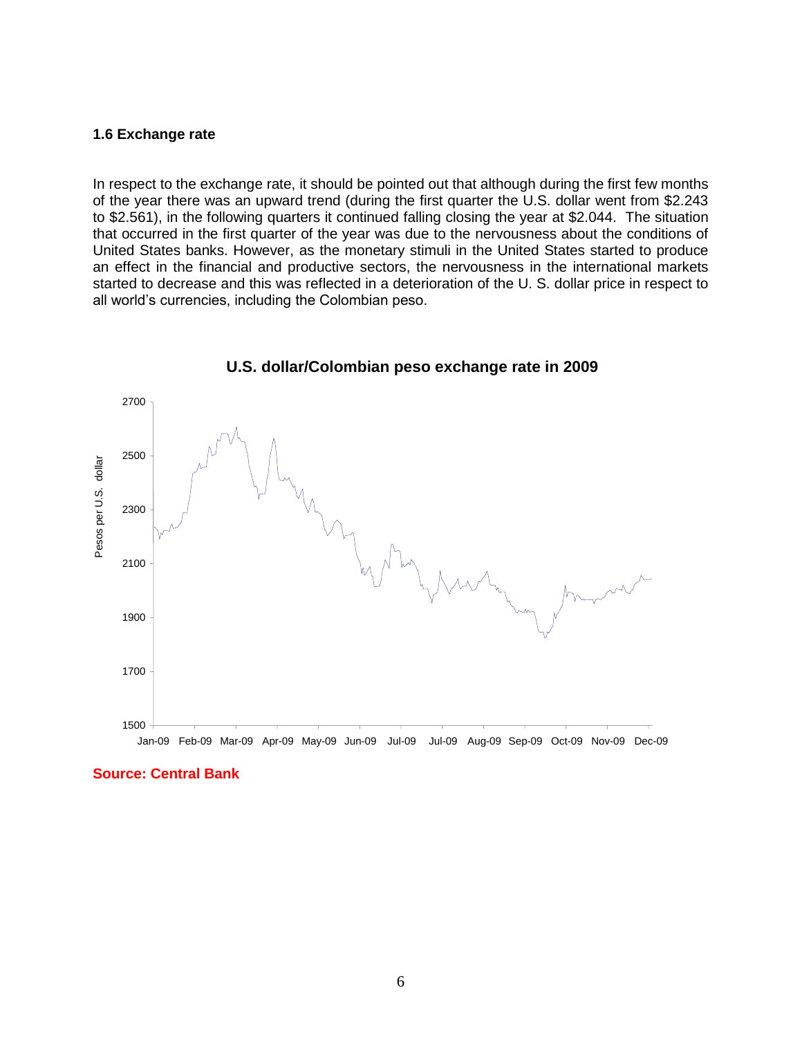### 1.6 Exchange rate

In respect to the exchange rate, it should be pointed out that although during the first few months of the year there was an upward trend (during the first quarter the U.S. dollar went from $2.243 to $2.561), in the following quarters it continued falling closing the year at $2.044. The situation that occurred in the first quarter of the year was due to the nervousness about the conditions of United States banks. However, as the monetary stimuli in the United States started to produce an effect in the financial and productive sectors, the nervousness in the international markets started to decrease and this was reflected in a deterioration of the U. S. dollar price in respect to all world's currencies, including the Colombian peso.

**U.S. dollar/Colombian peso exchange rate in 2009**

**Source: Central Bank**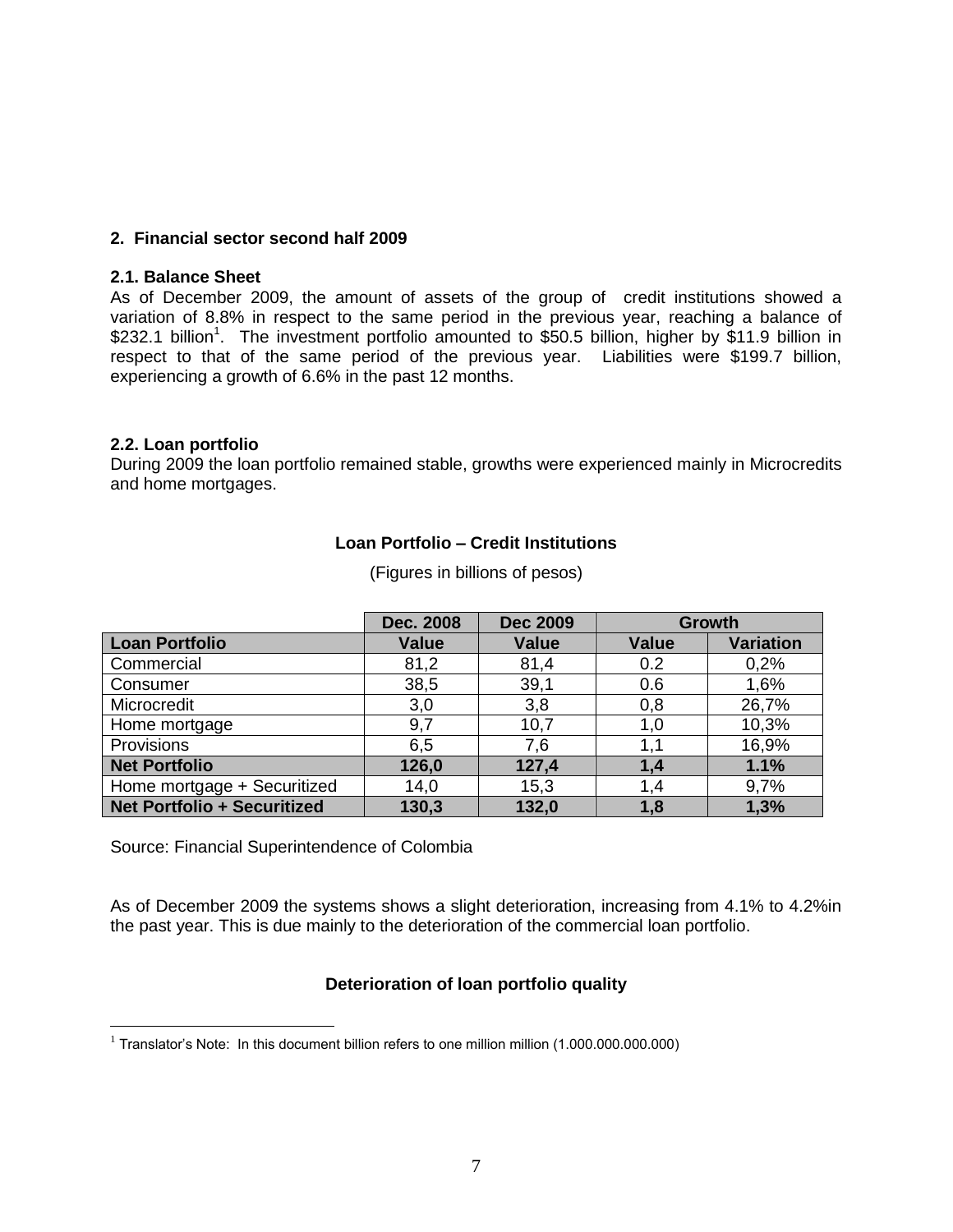## 2. Financial sector second half 2009

### 2.1. Balance Sheet

As of December 2009, the amount of assets of the group of credit institutions showed a variation of 8.8% in respect to the same period in the previous year, reaching a balance of $232.1 billion[1]. The investment portfolio amounted to $50.5 billion, higher by $11.9 billion in respect to that of the same period of the previous year. Liabilities were $199.7 billion, experiencing a growth of 6.6% in the past 12 months.

### 2.2. Loan portfolio

During 2009 the loan portfolio remained stable, growths were experienced mainly in Microcredits and home mortgages.

**Loan Portfolio – Credit Institutions**

(Figures in billions of pesos)

| | Dec. 2008 | Dec 2009 | Growth | |
|---|---|---|---|---|
| **Loan Portfolio** | **Value** | **Value** | **Value** | **Variation** |
| Commercial | 81,2 | 81,4 | 0.2 | 0,2% |
| Consumer | 38,5 | 39,1 | 0.6 | 1,6% |
| Microcredit | 3,0 | 3,8 | 0,8 | 26,7% |
| Home mortgage | 9,7 | 10,7 | 1,0 | 10,3% |
| Provisions | 6,5 | 7,6 | 1,1 | 16,9% |
| **Net Portfolio** | **126,0** | **127,4** | **1,4** | **1.1%** |
| Home mortgage + Securitized | 14,0 | 15,3 | 1,4 | 9,7% |
| **Net Portfolio + Securitized** | **130,3** | **132,0** | **1,8** | **1,3%** |

Source: Financial Superintendence of Colombia

As of December 2009 the systems shows a slight deterioration, increasing from 4.1% to 4.2%in the past year. This is due mainly to the deterioration of the commercial loan portfolio.

**Deterioration of loan portfolio quality**

[1] Translator's Note: In this document billion refers to one million million (1.000.000.000.000)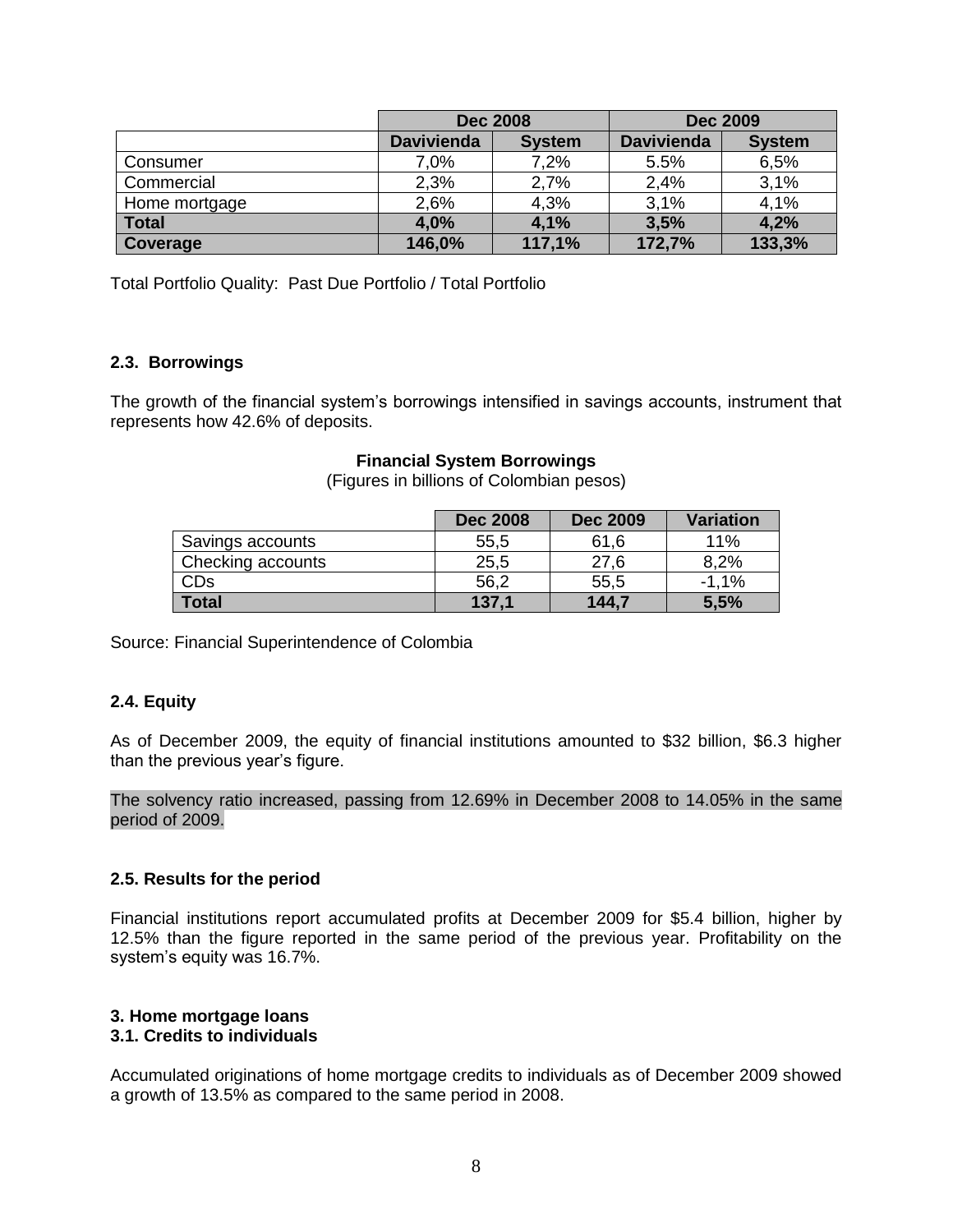| | Dec 2008 | | Dec 2009 | |
|---|---|---|---|---|
| | **Davivienda** | **System** | **Davivienda** | **System** |
| Consumer | 7,0% | 7,2% | 5.5% | 6,5% |
| Commercial | 2,3% | 2,7% | 2,4% | 3,1% |
| Home mortgage | 2,6% | 4,3% | 3,1% | 4,1% |
| **Total** | **4,0%** | **4,1%** | **3,5%** | **4,2%** |
| **Coverage** | **146,0%** | **117,1%** | **172,7%** | **133,3%** |

Total Portfolio Quality: Past Due Portfolio / Total Portfolio

### 2.3. Borrowings

The growth of the financial system's borrowings intensified in savings accounts, instrument that represents how 42.6% of deposits.

**Financial System Borrowings**

(Figures in billions of Colombian pesos)

| | Dec 2008 | Dec 2009 | Variation |
|---|---|---|---|
| Savings accounts | 55,5 | 61,6 | 11% |
| Checking accounts | 25,5 | 27,6 | 8,2% |
| CDs | 56,2 | 55,5 | -1,1% |
| **Total** | **137,1** | **144,7** | **5,5%** |

Source: Financial Superintendence of Colombia

### 2.4. Equity

As of December 2009, the equity of financial institutions amounted to $32 billion, $6.3 higher than the previous year's figure.

The solvency ratio increased, passing from 12.69% in December 2008 to 14.05% in the same period of 2009.

### 2.5. Results for the period

Financial institutions report accumulated profits at December 2009 for $5.4 billion, higher by 12.5% than the figure reported in the same period of the previous year. Profitability on the system's equity was 16.7%.

## 3. Home mortgage loans

### 3.1. Credits to individuals

Accumulated originations of home mortgage credits to individuals as of December 2009 showed a growth of 13.5% as compared to the same period in 2008.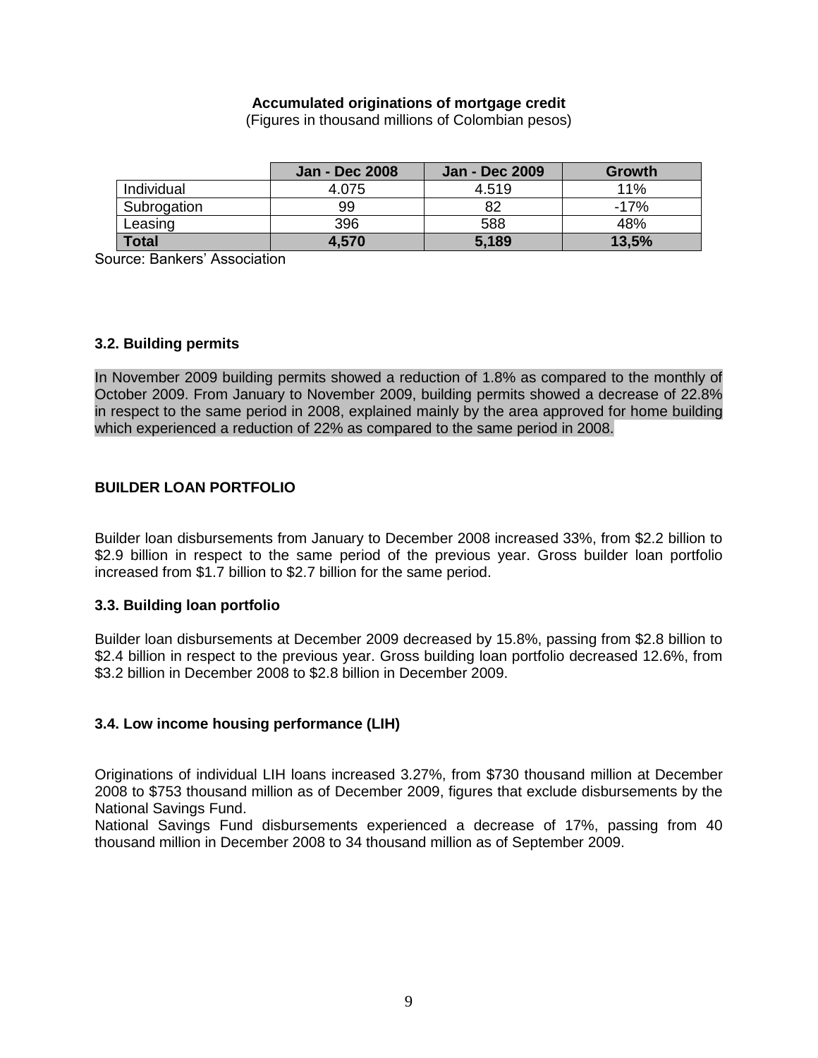**Accumulated originations of mortgage credit**
(Figures in thousand millions of Colombian pesos)

| | Jan - Dec 2008 | Jan - Dec 2009 | Growth |
|---|---|---|---|
| Individual | 4.075 | 4.519 | 11% |
| Subrogation | 99 | 82 | -17% |
| Leasing | 396 | 588 | 48% |
| **Total** | **4,570** | **5,189** | **13,5%** |

Source: Bankers' Association

### 3.2. Building permits

In November 2009 building permits showed a reduction of 1.8% as compared to the monthly of October 2009. From January to November 2009, building permits showed a decrease of 22.8% in respect to the same period in 2008, explained mainly by the area approved for home building which experienced a reduction of 22% as compared to the same period in 2008.

### BUILDER LOAN PORTFOLIO

Builder loan disbursements from January to December 2008 increased 33%, from $2.2 billion to $2.9 billion in respect to the same period of the previous year. Gross builder loan portfolio increased from $1.7 billion to $2.7 billion for the same period.

### 3.3. Building loan portfolio

Builder loan disbursements at December 2009 decreased by 15.8%, passing from $2.8 billion to $2.4 billion in respect to the previous year. Gross building loan portfolio decreased 12.6%, from $3.2 billion in December 2008 to $2.8 billion in December 2009.

### 3.4. Low income housing performance (LIH)

Originations of individual LIH loans increased 3.27%, from $730 thousand million at December 2008 to $753 thousand million as of December 2009, figures that exclude disbursements by the National Savings Fund.
National Savings Fund disbursements experienced a decrease of 17%, passing from 40 thousand million in December 2008 to 34 thousand million as of September 2009.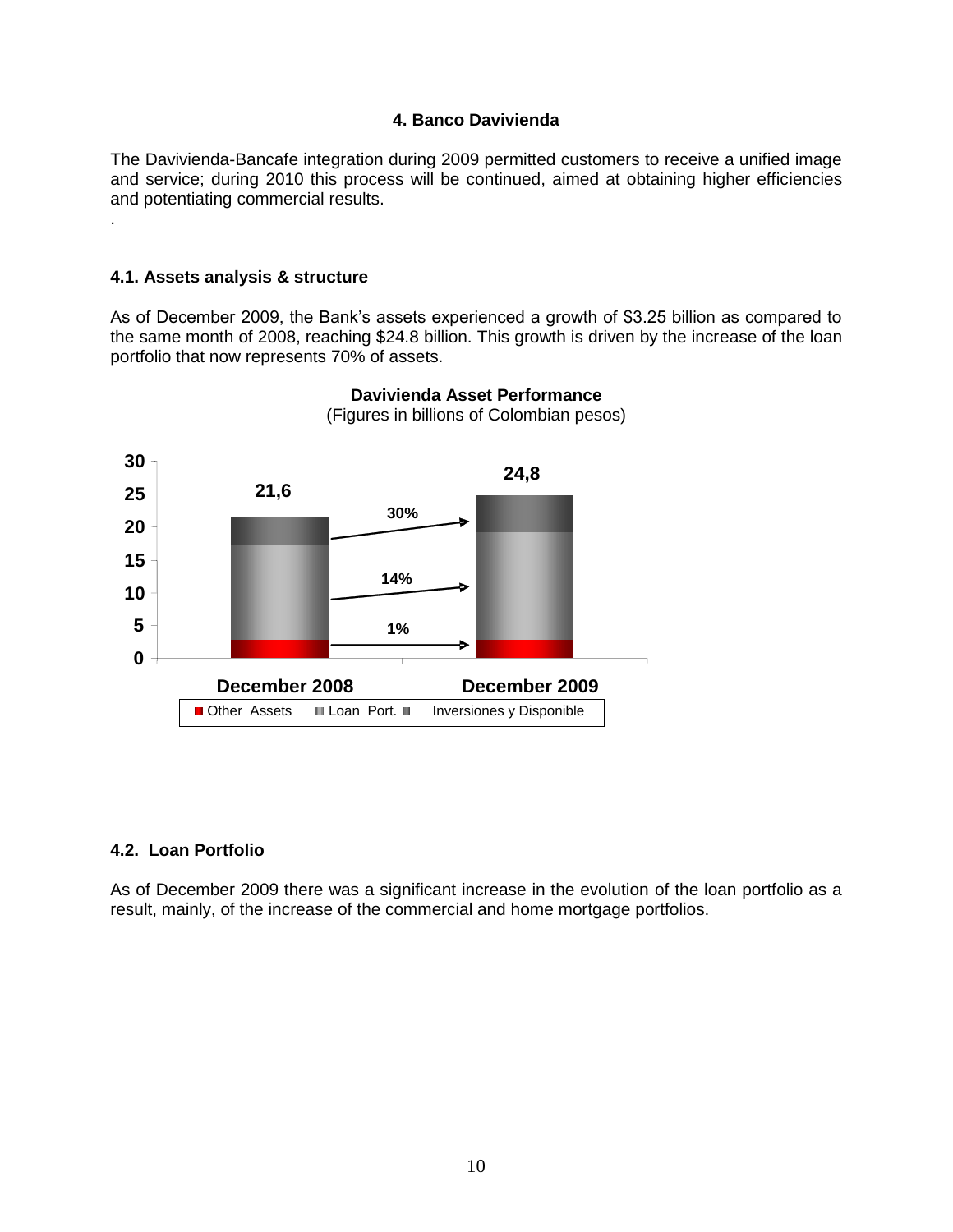## 4. Banco Davivienda

The Davivienda-Bancafe integration during 2009 permitted customers to receive a unified image and service; during 2010 this process will be continued, aimed at obtaining higher efficiencies and potentiating commercial results.

.

### 4.1. Assets analysis & structure

As of December 2009, the Bank's assets experienced a growth of $3.25 billion as compared to the same month of 2008, reaching $24.8 billion. This growth is driven by the increase of the loan portfolio that now represents 70% of assets.

**Davivienda Asset Performance**
(Figures in billions of Colombian pesos)

| | December 2008 | December 2009 | Growth |
|---|---|---|---|
| Total | 21,6 | 24,8 | |
| Inversiones y Disponible | | | 30% |
| Loan Port. | | | 14% |
| Other Assets | | | 1% |

### 4.2. Loan Portfolio

As of December 2009 there was a significant increase in the evolution of the loan portfolio as a result, mainly, of the increase of the commercial and home mortgage portfolios.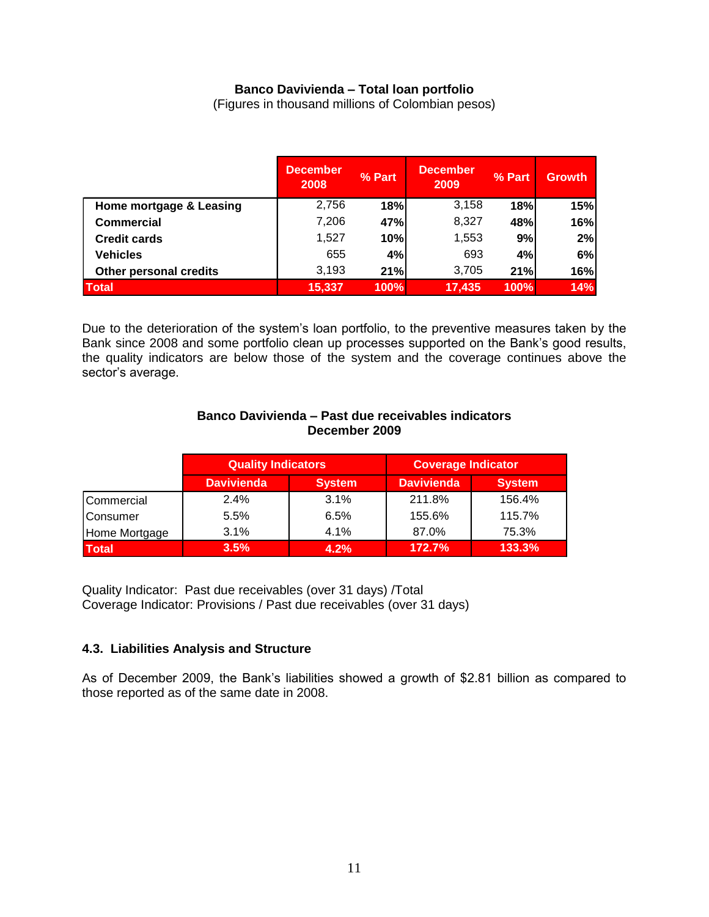**Banco Davivienda – Total loan portfolio**

(Figures in thousand millions of Colombian pesos)

| | December 2008 | % Part | December 2009 | % Part | Growth |
|---|---|---|---|---|---|
| **Home mortgage & Leasing** | 2,756 | **18%** | 3,158 | **18%** | **15%** |
| **Commercial** | 7,206 | **47%** | 8,327 | **48%** | **16%** |
| **Credit cards** | 1,527 | **10%** | 1,553 | **9%** | **2%** |
| **Vehicles** | 655 | **4%** | 693 | **4%** | **6%** |
| **Other personal credits** | 3,193 | **21%** | 3,705 | **21%** | **16%** |
| **Total** | **15,337** | **100%** | **17,435** | **100%** | **14%** |

Due to the deterioration of the system's loan portfolio, to the preventive measures taken by the Bank since 2008 and some portfolio clean up processes supported on the Bank's good results, the quality indicators are below those of the system and the coverage continues above the sector's average.

**Banco Davivienda – Past due receivables indicators**
**December 2009**

| | Quality Indicators | | Coverage Indicator | |
|---|---|---|---|---|
| | Davivienda | System | Davivienda | System |
| Commercial | 2.4% | 3.1% | 211.8% | 156.4% |
| Consumer | 5.5% | 6.5% | 155.6% | 115.7% |
| Home Mortgage | 3.1% | 4.1% | 87.0% | 75.3% |
| **Total** | **3.5%** | **4.2%** | **172.7%** | **133.3%** |

Quality Indicator: Past due receivables (over 31 days) /Total
Coverage Indicator: Provisions / Past due receivables (over 31 days)

### 4.3. Liabilities Analysis and Structure

As of December 2009, the Bank's liabilities showed a growth of $2.81 billion as compared to those reported as of the same date in 2008.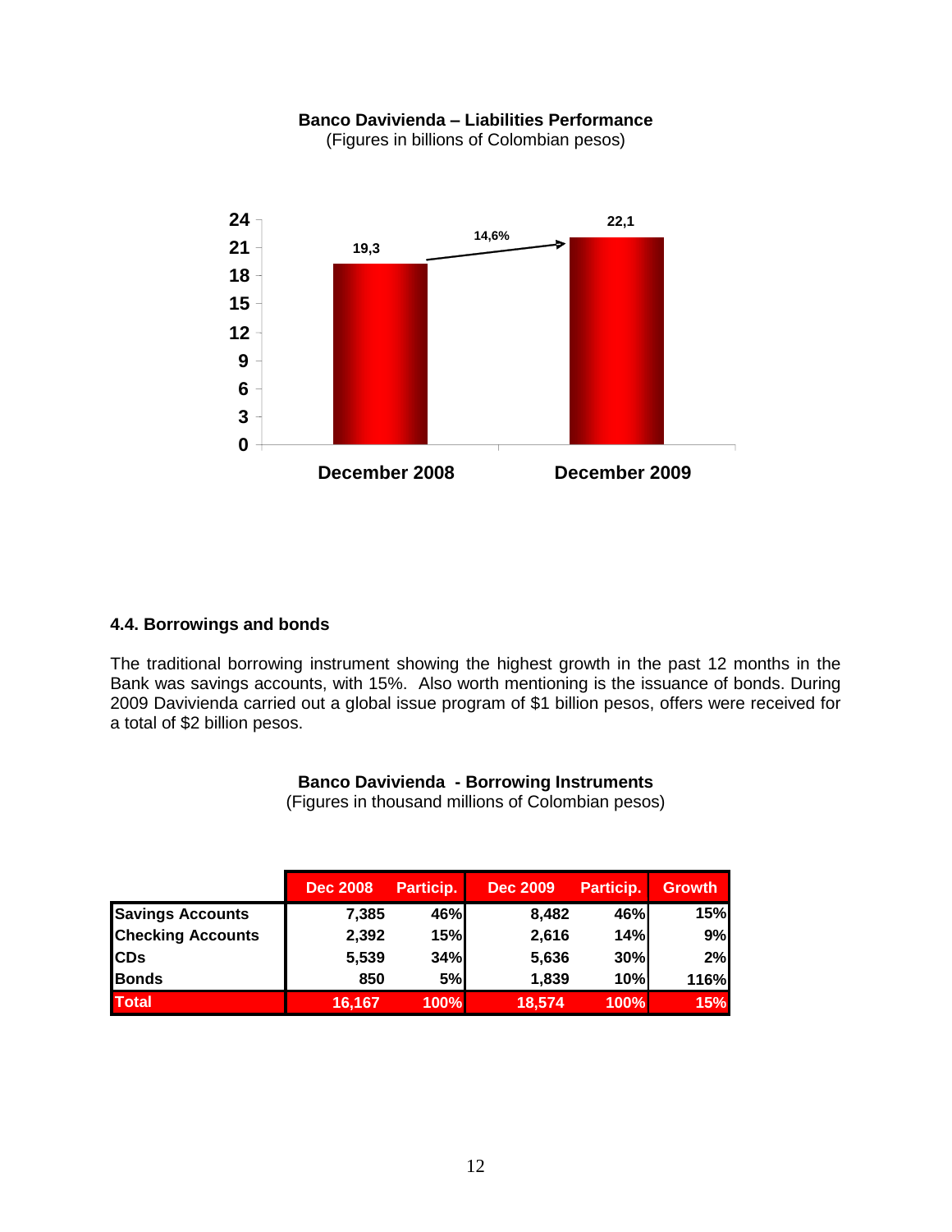**Banco Davivienda – Liabilities Performance**
(Figures in billions of Colombian pesos)

| | December 2008 | December 2009 |
|---|---|---|
| Liabilities | 19,3 | 22,1 |

Growth: 14,6%

### 4.4. Borrowings and bonds

The traditional borrowing instrument showing the highest growth in the past 12 months in the Bank was savings accounts, with 15%. Also worth mentioning is the issuance of bonds. During 2009 Davivienda carried out a global issue program of $1 billion pesos, offers were received for a total of $2 billion pesos.

**Banco Davivienda - Borrowing Instruments**
(Figures in thousand millions of Colombian pesos)

| | Dec 2008 | Particip. | Dec 2009 | Particip. | Growth |
|---|---|---|---|---|---|
| **Savings Accounts** | 7,385 | 46% | 8,482 | 46% | 15% |
| **Checking Accounts** | 2,392 | 15% | 2,616 | 14% | 9% |
| **CDs** | 5,539 | 34% | 5,636 | 30% | 2% |
| **Bonds** | 850 | 5% | 1,839 | 10% | 116% |
| **Total** | 16,167 | 100% | 18,574 | 100% | 15% |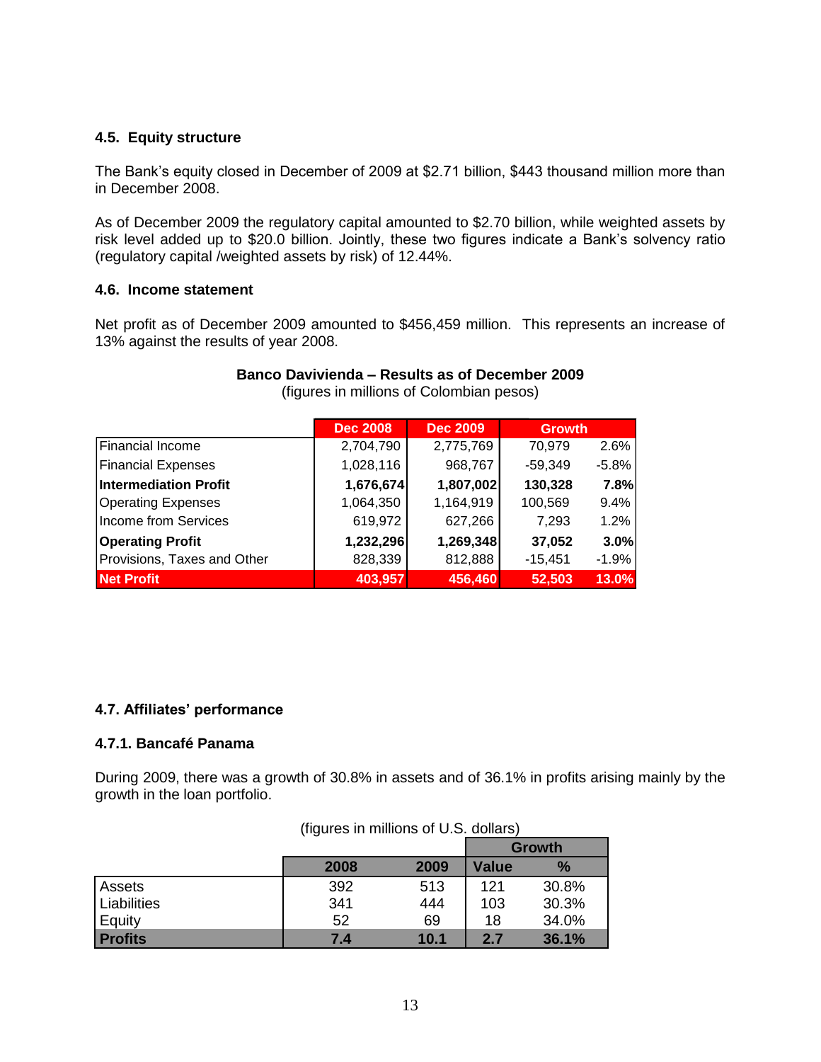### 4.5. Equity structure

The Bank's equity closed in December of 2009 at $2.71 billion, $443 thousand million more than in December 2008.

As of December 2009 the regulatory capital amounted to $2.70 billion, while weighted assets by risk level added up to $20.0 billion. Jointly, these two figures indicate a Bank's solvency ratio (regulatory capital /weighted assets by risk) of 12.44%.

### 4.6. Income statement

Net profit as of December 2009 amounted to $456,459 million. This represents an increase of 13% against the results of year 2008.

**Banco Davivienda – Results as of December 2009**
(figures in millions of Colombian pesos)

| | Dec 2008 | Dec 2009 | Growth | |
|---|---|---|---|---|
| Financial Income | 2,704,790 | 2,775,769 | 70,979 | 2.6% |
| Financial Expenses | 1,028,116 | 968,767 | -59,349 | -5.8% |
| **Intermediation Profit** | **1,676,674** | **1,807,002** | **130,328** | **7.8%** |
| Operating Expenses | 1,064,350 | 1,164,919 | 100,569 | 9.4% |
| Income from Services | 619,972 | 627,266 | 7,293 | 1.2% |
| **Operating Profit** | **1,232,296** | **1,269,348** | **37,052** | **3.0%** |
| Provisions, Taxes and Other | 828,339 | 812,888 | -15,451 | -1.9% |
| **Net Profit** | **403,957** | **456,460** | **52,503** | **13.0%** |

### 4.7. Affiliates' performance

#### 4.7.1. Bancafé Panama

During 2009, there was a growth of 30.8% in assets and of 36.1% in profits arising mainly by the growth in the loan portfolio.

(figures in millions of U.S. dollars)

| | | | Growth | |
|---|---|---|---|---|
| | 2008 | 2009 | Value | % |
| Assets | 392 | 513 | 121 | 30.8% |
| Liabilities | 341 | 444 | 103 | 30.3% |
| Equity | 52 | 69 | 18 | 34.0% |
| **Profits** | **7.4** | **10.1** | **2.7** | **36.1%** |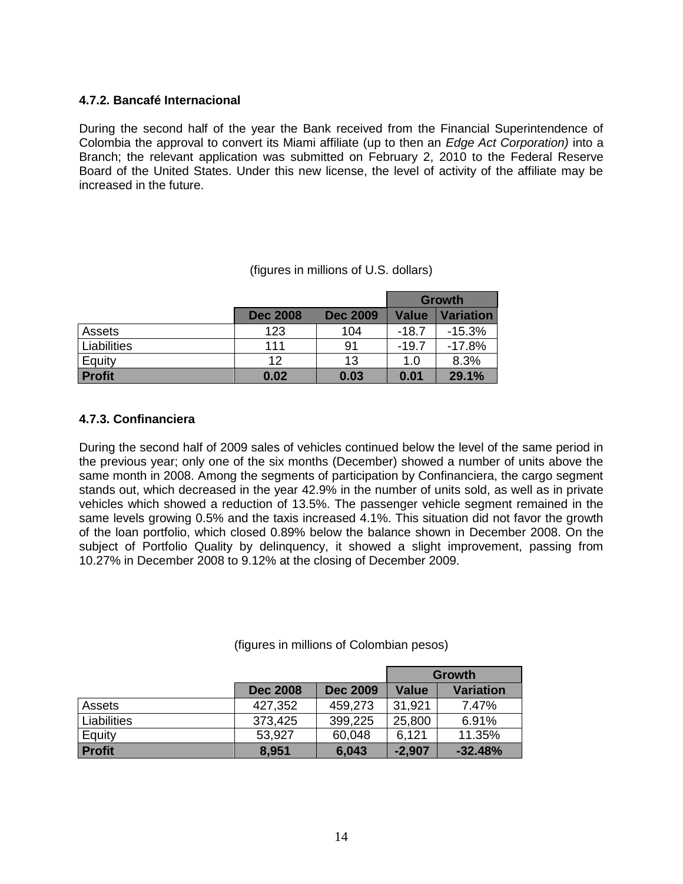### 4.7.2. Bancafé Internacional

During the second half of the year the Bank received from the Financial Superintendence of Colombia the approval to convert its Miami affiliate (up to then an *Edge Act Corporation)* into a Branch; the relevant application was submitted on February 2, 2010 to the Federal Reserve Board of the United States. Under this new license, the level of activity of the affiliate may be increased in the future.

(figures in millions of U.S. dollars)

| | | | Growth | |
|---|---|---|---|---|
| | **Dec 2008** | **Dec 2009** | **Value** | **Variation** |
| Assets | 123 | 104 | -18.7 | -15.3% |
| Liabilities | 111 | 91 | -19.7 | -17.8% |
| Equity | 12 | 13 | 1.0 | 8.3% |
| **Profit** | **0.02** | **0.03** | **0.01** | **29.1%** |

### 4.7.3. Confinanciera

During the second half of 2009 sales of vehicles continued below the level of the same period in the previous year; only one of the six months (December) showed a number of units above the same month in 2008. Among the segments of participation by Confinanciera, the cargo segment stands out, which decreased in the year 42.9% in the number of units sold, as well as in private vehicles which showed a reduction of 13.5%. The passenger vehicle segment remained in the same levels growing 0.5% and the taxis increased 4.1%. This situation did not favor the growth of the loan portfolio, which closed 0.89% below the balance shown in December 2008. On the subject of Portfolio Quality by delinquency, it showed a slight improvement, passing from 10.27% in December 2008 to 9.12% at the closing of December 2009.

(figures in millions of Colombian pesos)

| | | | Growth | |
|---|---|---|---|---|
| | **Dec 2008** | **Dec 2009** | **Value** | **Variation** |
| Assets | 427,352 | 459,273 | 31,921 | 7.47% |
| Liabilities | 373,425 | 399,225 | 25,800 | 6.91% |
| Equity | 53,927 | 60,048 | 6,121 | 11.35% |
| **Profit** | **8,951** | **6,043** | **-2,907** | **-32.48%** |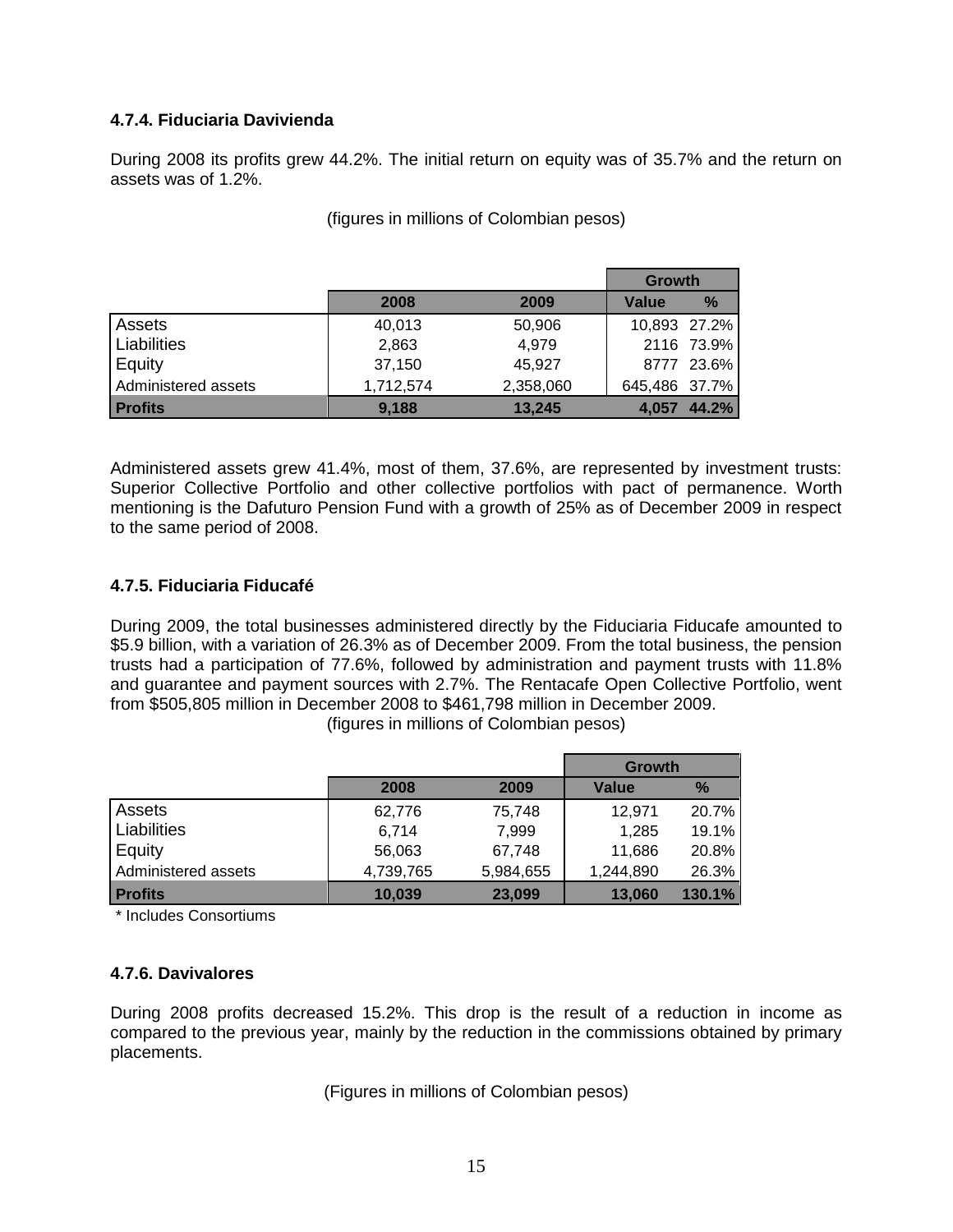### 4.7.4. Fiduciaria Davivienda

During 2008 its profits grew 44.2%. The initial return on equity was of 35.7% and the return on assets was of 1.2%.

(figures in millions of Colombian pesos)

| | 2008 | 2009 | Growth | |
|---|---|---|---|---|
| | | | Value | % |
| Assets | 40,013 | 50,906 | 10,893 | 27.2% |
| Liabilities | 2,863 | 4,979 | 2116 | 73.9% |
| Equity | 37,150 | 45,927 | 8777 | 23.6% |
| Administered assets | 1,712,574 | 2,358,060 | 645,486 | 37.7% |
| **Profits** | **9,188** | **13,245** | **4,057** | **44.2%** |

Administered assets grew 41.4%, most of them, 37.6%, are represented by investment trusts: Superior Collective Portfolio and other collective portfolios with pact of permanence. Worth mentioning is the Dafuturo Pension Fund with a growth of 25% as of December 2009 in respect to the same period of 2008.

### 4.7.5. Fiduciaria Fiducafé

During 2009, the total businesses administered directly by the Fiduciaria Fiducafe amounted to $5.9 billion, with a variation of 26.3% as of December 2009. From the total business, the pension trusts had a participation of 77.6%, followed by administration and payment trusts with 11.8% and guarantee and payment sources with 2.7%. The Rentacafe Open Collective Portfolio, went from $505,805 million in December 2008 to $461,798 million in December 2009.

(figures in millions of Colombian pesos)

| | 2008 | 2009 | Growth | |
|---|---|---|---|---|
| | | | Value | % |
| Assets | 62,776 | 75,748 | 12,971 | 20.7% |
| Liabilities | 6,714 | 7,999 | 1,285 | 19.1% |
| Equity | 56,063 | 67,748 | 11,686 | 20.8% |
| Administered assets | 4,739,765 | 5,984,655 | 1,244,890 | 26.3% |
| **Profits** | **10,039** | **23,099** | **13,060** | **130.1%** |

\* Includes Consortiums

### 4.7.6. Davivalores

During 2008 profits decreased 15.2%. This drop is the result of a reduction in income as compared to the previous year, mainly by the reduction in the commissions obtained by primary placements.

(Figures in millions of Colombian pesos)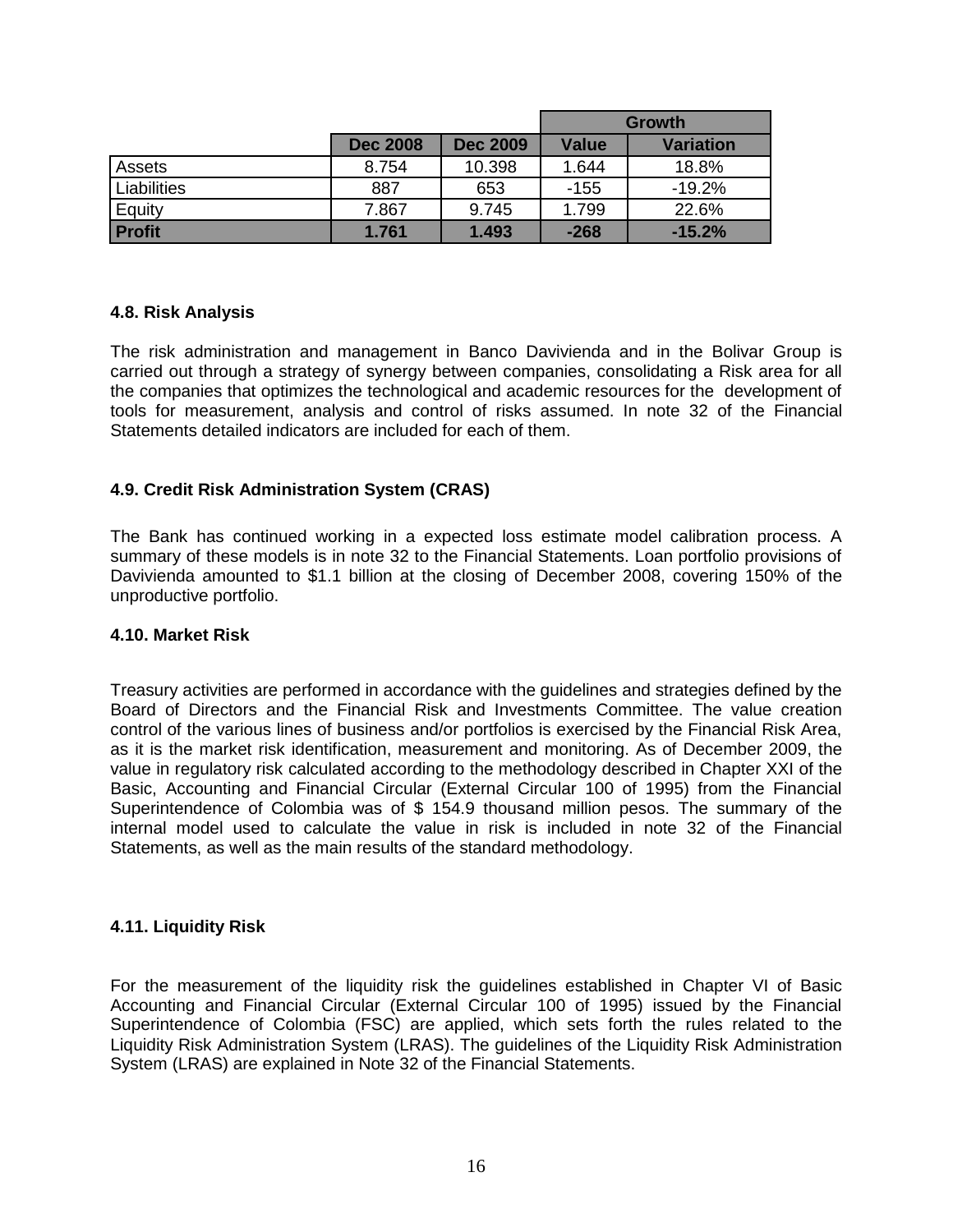| | Dec 2008 | Dec 2009 | Growth | |
|---|---|---|---|---|
| | | | Value | Variation |
| Assets | 8.754 | 10.398 | 1.644 | 18.8% |
| Liabilities | 887 | 653 | -155 | -19.2% |
| Equity | 7.867 | 9.745 | 1.799 | 22.6% |
| **Profit** | **1.761** | **1.493** | **-268** | **-15.2%** |

#### 4.8. Risk Analysis

The risk administration and management in Banco Davivienda and in the Bolivar Group is carried out through a strategy of synergy between companies, consolidating a Risk area for all the companies that optimizes the technological and academic resources for the development of tools for measurement, analysis and control of risks assumed. In note 32 of the Financial Statements detailed indicators are included for each of them.

#### 4.9. Credit Risk Administration System (CRAS)

The Bank has continued working in a expected loss estimate model calibration process. A summary of these models is in note 32 to the Financial Statements. Loan portfolio provisions of Davivienda amounted to $1.1 billion at the closing of December 2008, covering 150% of the unproductive portfolio.

#### 4.10. Market Risk

Treasury activities are performed in accordance with the guidelines and strategies defined by the Board of Directors and the Financial Risk and Investments Committee. The value creation control of the various lines of business and/or portfolios is exercised by the Financial Risk Area, as it is the market risk identification, measurement and monitoring. As of December 2009, the value in regulatory risk calculated according to the methodology described in Chapter XXI of the Basic, Accounting and Financial Circular (External Circular 100 of 1995) from the Financial Superintendence of Colombia was of $ 154.9 thousand million pesos. The summary of the internal model used to calculate the value in risk is included in note 32 of the Financial Statements, as well as the main results of the standard methodology.

#### 4.11. Liquidity Risk

For the measurement of the liquidity risk the guidelines established in Chapter VI of Basic Accounting and Financial Circular (External Circular 100 of 1995) issued by the Financial Superintendence of Colombia (FSC) are applied, which sets forth the rules related to the Liquidity Risk Administration System (LRAS). The guidelines of the Liquidity Risk Administration System (LRAS) are explained in Note 32 of the Financial Statements.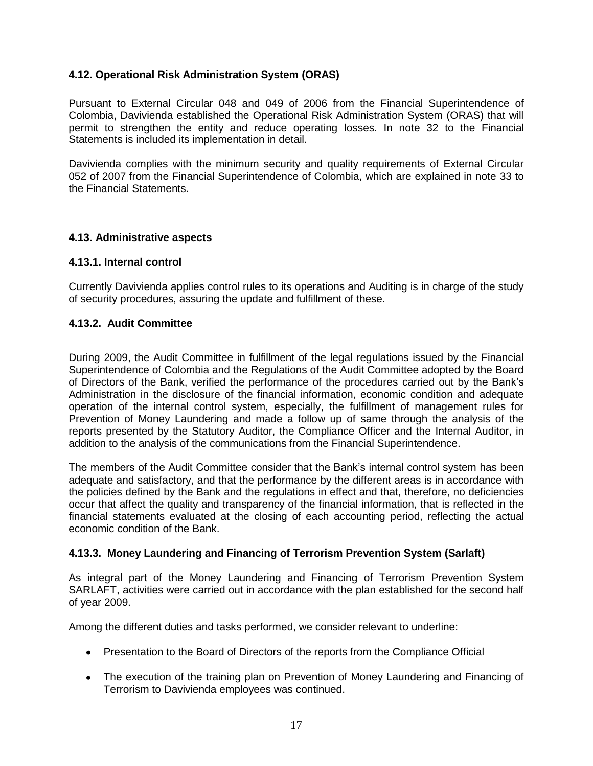### 4.12. Operational Risk Administration System (ORAS)

Pursuant to External Circular 048 and 049 of 2006 from the Financial Superintendence of Colombia, Davivienda established the Operational Risk Administration System (ORAS) that will permit to strengthen the entity and reduce operating losses. In note 32 to the Financial Statements is included its implementation in detail.

Davivienda complies with the minimum security and quality requirements of External Circular 052 of 2007 from the Financial Superintendence of Colombia, which are explained in note 33 to the Financial Statements.

### 4.13. Administrative aspects

#### 4.13.1. Internal control

Currently Davivienda applies control rules to its operations and Auditing is in charge of the study of security procedures, assuring the update and fulfillment of these.

#### 4.13.2. Audit Committee

During 2009, the Audit Committee in fulfillment of the legal regulations issued by the Financial Superintendence of Colombia and the Regulations of the Audit Committee adopted by the Board of Directors of the Bank, verified the performance of the procedures carried out by the Bank's Administration in the disclosure of the financial information, economic condition and adequate operation of the internal control system, especially, the fulfillment of management rules for Prevention of Money Laundering and made a follow up of same through the analysis of the reports presented by the Statutory Auditor, the Compliance Officer and the Internal Auditor, in addition to the analysis of the communications from the Financial Superintendence.

The members of the Audit Committee consider that the Bank's internal control system has been adequate and satisfactory, and that the performance by the different areas is in accordance with the policies defined by the Bank and the regulations in effect and that, therefore, no deficiencies occur that affect the quality and transparency of the financial information, that is reflected in the financial statements evaluated at the closing of each accounting period, reflecting the actual economic condition of the Bank.

#### 4.13.3. Money Laundering and Financing of Terrorism Prevention System (Sarlaft)

As integral part of the Money Laundering and Financing of Terrorism Prevention System SARLAFT, activities were carried out in accordance with the plan established for the second half of year 2009.

Among the different duties and tasks performed, we consider relevant to underline:

- Presentation to the Board of Directors of the reports from the Compliance Official
- The execution of the training plan on Prevention of Money Laundering and Financing of Terrorism to Davivienda employees was continued.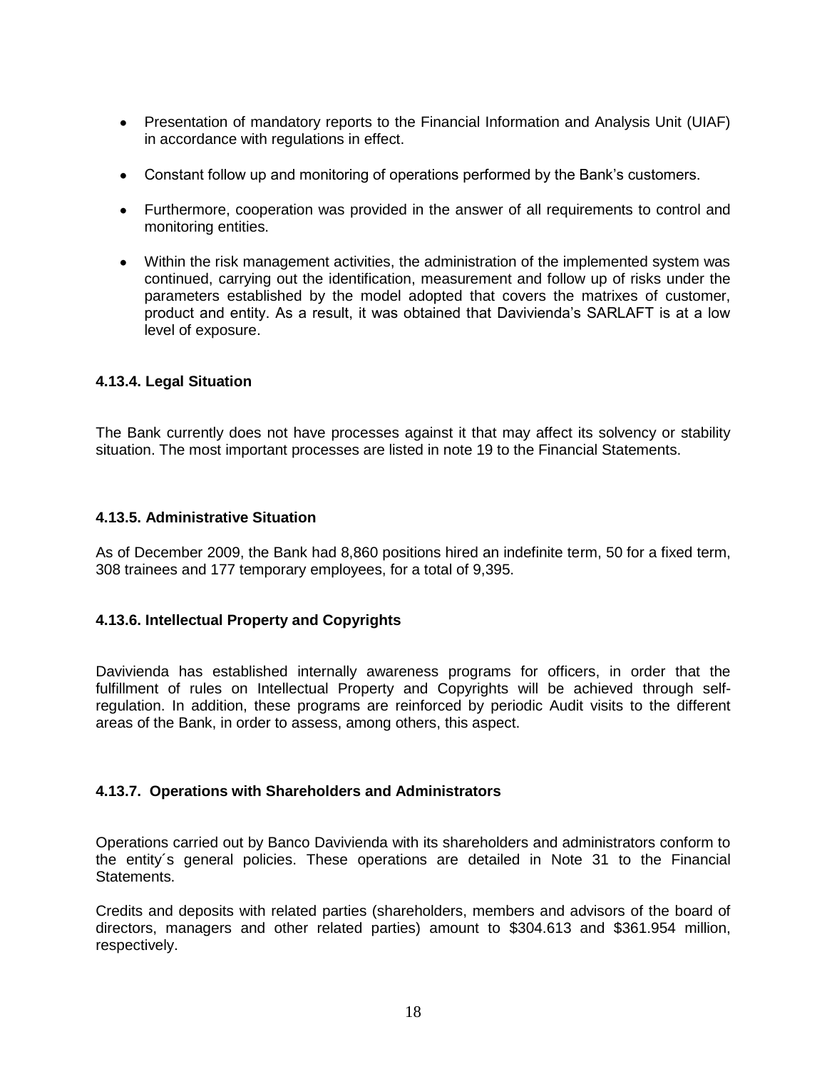- Presentation of mandatory reports to the Financial Information and Analysis Unit (UIAF) in accordance with regulations in effect.
- Constant follow up and monitoring of operations performed by the Bank's customers.
- Furthermore, cooperation was provided in the answer of all requirements to control and monitoring entities.
- Within the risk management activities, the administration of the implemented system was continued, carrying out the identification, measurement and follow up of risks under the parameters established by the model adopted that covers the matrixes of customer, product and entity. As a result, it was obtained that Davivienda's SARLAFT is at a low level of exposure.

### 4.13.4. Legal Situation

The Bank currently does not have processes against it that may affect its solvency or stability situation. The most important processes are listed in note 19 to the Financial Statements.

### 4.13.5. Administrative Situation

As of December 2009, the Bank had 8,860 positions hired an indefinite term, 50 for a fixed term, 308 trainees and 177 temporary employees, for a total of 9,395.

### 4.13.6. Intellectual Property and Copyrights

Davivienda has established internally awareness programs for officers, in order that the fulfillment of rules on Intellectual Property and Copyrights will be achieved through self-regulation. In addition, these programs are reinforced by periodic Audit visits to the different areas of the Bank, in order to assess, among others, this aspect.

### 4.13.7. Operations with Shareholders and Administrators

Operations carried out by Banco Davivienda with its shareholders and administrators conform to the entity´s general policies. These operations are detailed in Note 31 to the Financial Statements.

Credits and deposits with related parties (shareholders, members and advisors of the board of directors, managers and other related parties) amount to $304.613 and $361.954 million, respectively.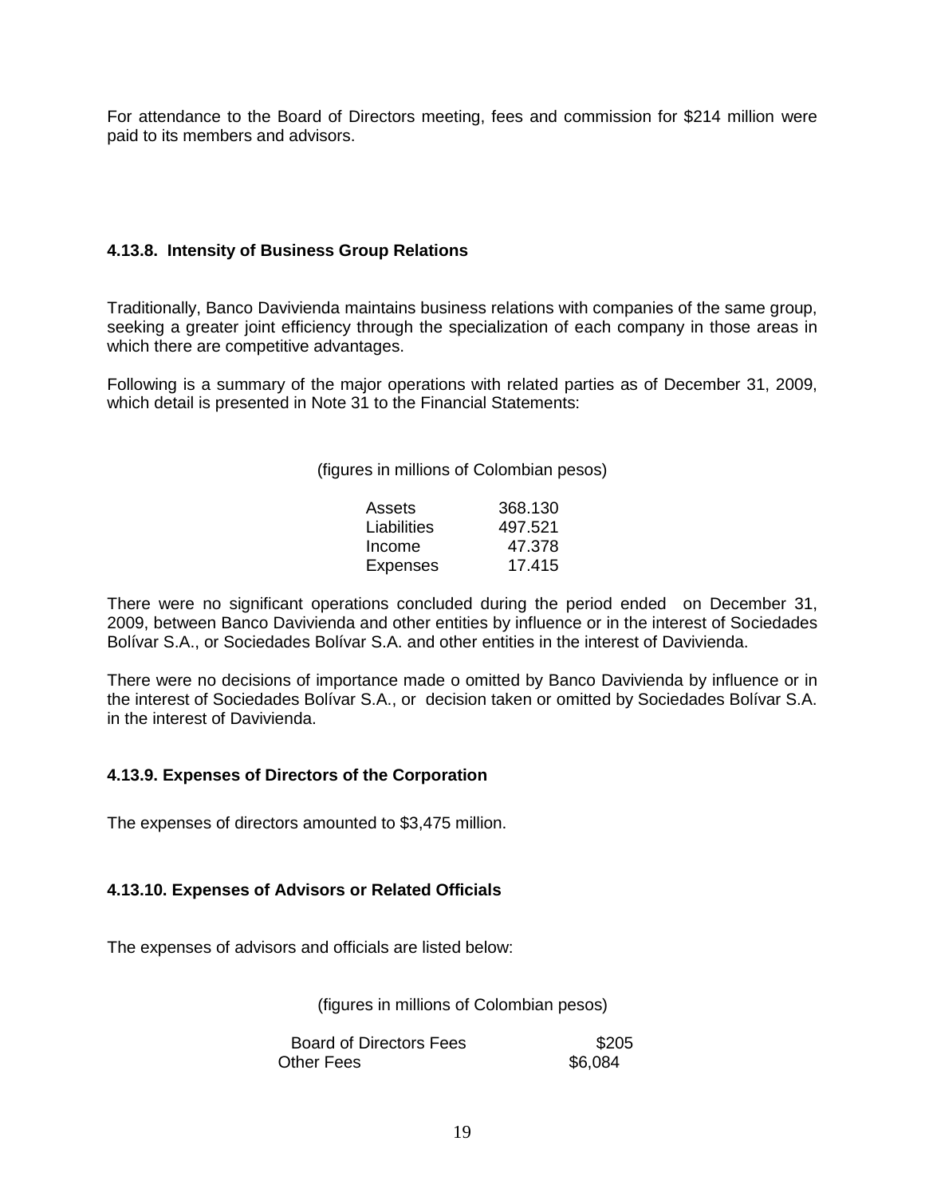For attendance to the Board of Directors meeting, fees and commission for $214 million were paid to its members and advisors.

#### 4.13.8. Intensity of Business Group Relations

Traditionally, Banco Davivienda maintains business relations with companies of the same group, seeking a greater joint efficiency through the specialization of each company in those areas in which there are competitive advantages.

Following is a summary of the major operations with related parties as of December 31, 2009, which detail is presented in Note 31 to the Financial Statements:

(figures in millions of Colombian pesos)

| | |
|---|---|
| Assets | 368.130 |
| Liabilities | 497.521 |
| Income | 47.378 |
| Expenses | 17.415 |

There were no significant operations concluded during the period ended on December 31, 2009, between Banco Davivienda and other entities by influence or in the interest of Sociedades Bolívar S.A., or Sociedades Bolívar S.A. and other entities in the interest of Davivienda.

There were no decisions of importance made o omitted by Banco Davivienda by influence or in the interest of Sociedades Bolívar S.A., or decision taken or omitted by Sociedades Bolívar S.A. in the interest of Davivienda.

#### 4.13.9. Expenses of Directors of the Corporation

The expenses of directors amounted to $3,475 million.

#### 4.13.10. Expenses of Advisors or Related Officials

The expenses of advisors and officials are listed below:

(figures in millions of Colombian pesos)

| | |
|---|---|
| Board of Directors Fees | $205 |
| Other Fees | $6,084 |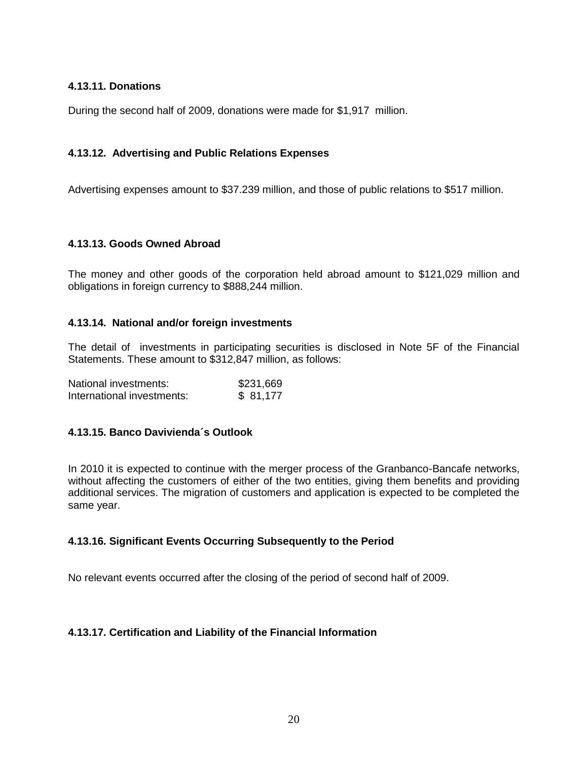### 4.13.11. Donations

During the second half of 2009, donations were made for $1,917 million.

### 4.13.12. Advertising and Public Relations Expenses

Advertising expenses amount to $37.239 million, and those of public relations to $517 million.

### 4.13.13. Goods Owned Abroad

The money and other goods of the corporation held abroad amount to $121,029 million and obligations in foreign currency to $888,244 million.

### 4.13.14. National and/or foreign investments

The detail of investments in participating securities is disclosed in Note 5F of the Financial Statements. These amount to $312,847 million, as follows:

| | |
|---|---|
| National investments: | $231,669 |
| International investments: | $ 81,177 |

### 4.13.15. Banco Davivienda´s Outlook

In 2010 it is expected to continue with the merger process of the Granbanco-Bancafe networks, without affecting the customers of either of the two entities, giving them benefits and providing additional services. The migration of customers and application is expected to be completed the same year.

### 4.13.16. Significant Events Occurring Subsequently to the Period

No relevant events occurred after the closing of the period of second half of 2009.

### 4.13.17. Certification and Liability of the Financial Information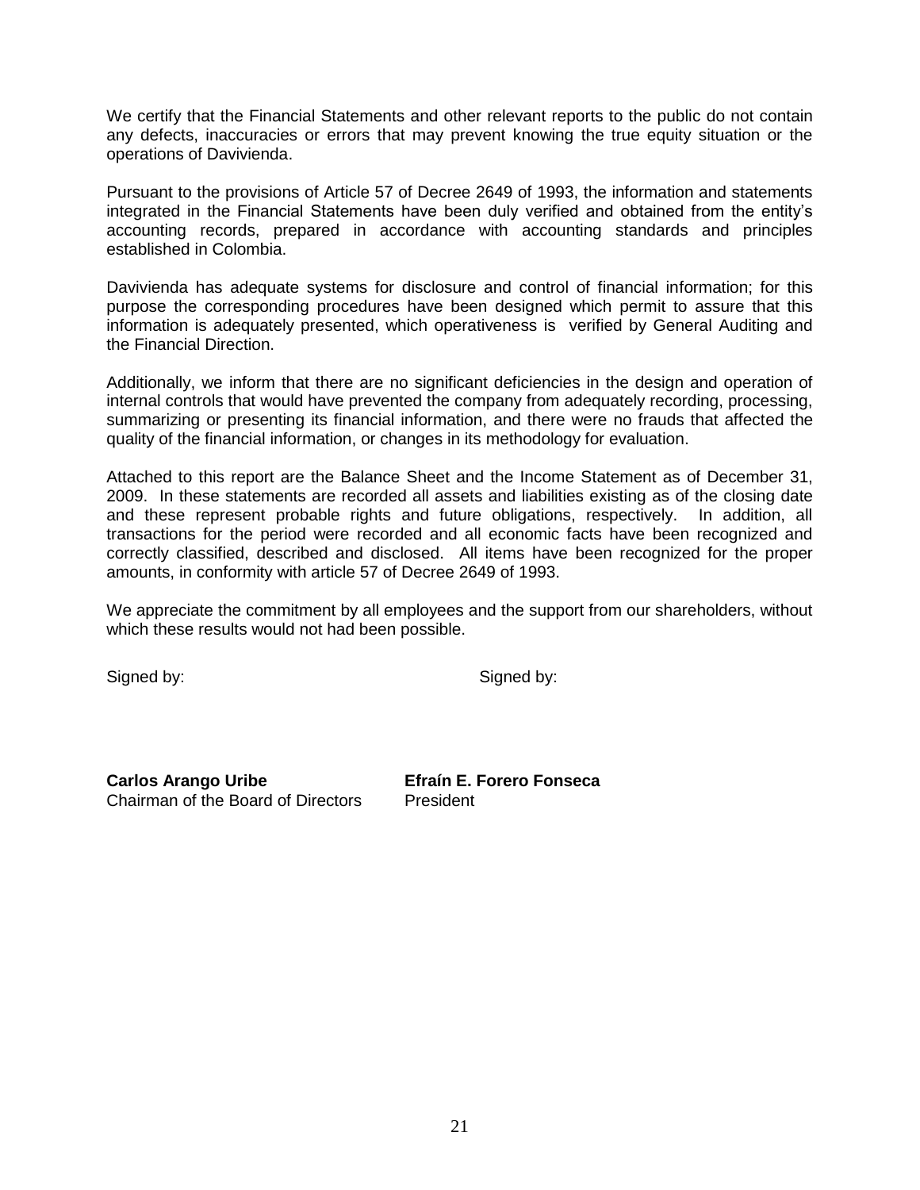We certify that the Financial Statements and other relevant reports to the public do not contain any defects, inaccuracies or errors that may prevent knowing the true equity situation or the operations of Davivienda.

Pursuant to the provisions of Article 57 of Decree 2649 of 1993, the information and statements integrated in the Financial Statements have been duly verified and obtained from the entity's accounting records, prepared in accordance with accounting standards and principles established in Colombia.

Davivienda has adequate systems for disclosure and control of financial information; for this purpose the corresponding procedures have been designed which permit to assure that this information is adequately presented, which operativeness is verified by General Auditing and the Financial Direction.

Additionally, we inform that there are no significant deficiencies in the design and operation of internal controls that would have prevented the company from adequately recording, processing, summarizing or presenting its financial information, and there were no frauds that affected the quality of the financial information, or changes in its methodology for evaluation.

Attached to this report are the Balance Sheet and the Income Statement as of December 31, 2009. In these statements are recorded all assets and liabilities existing as of the closing date and these represent probable rights and future obligations, respectively. In addition, all transactions for the period were recorded and all economic facts have been recognized and correctly classified, described and disclosed. All items have been recognized for the proper amounts, in conformity with article 57 of Decree 2649 of 1993.

We appreciate the commitment by all employees and the support from our shareholders, without which these results would not had been possible.

Signed by:

**Carlos Arango Uribe**
Chairman of the Board of Directors

Signed by:

**Efraín E. Forero Fonseca**
President